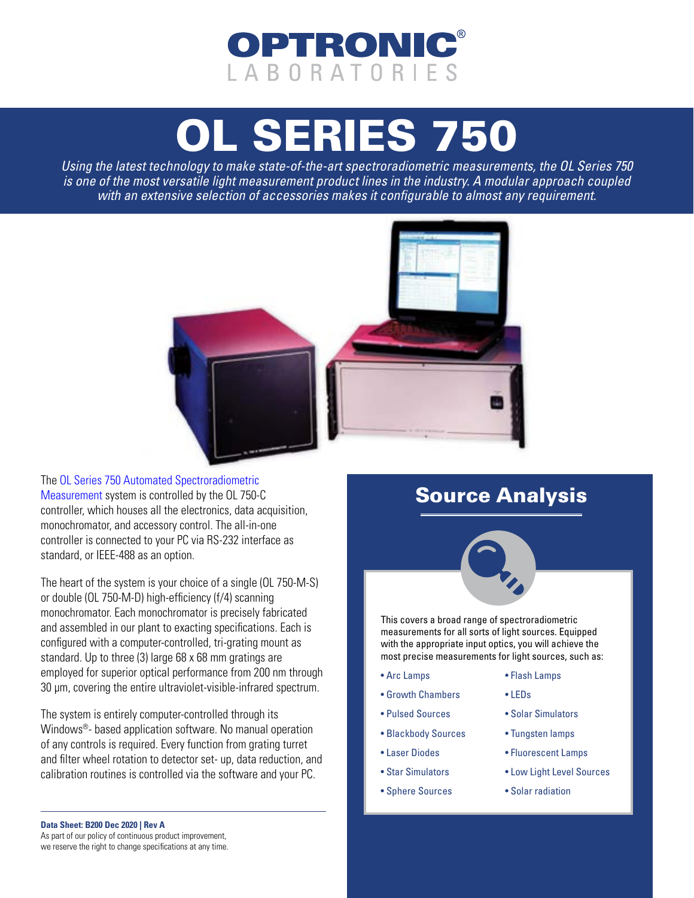# OPTRONIC® LABORATORIES

# OL SERIES 750

*Using the latest technology to make state-of-the-art spectroradiometric measurements, the OL Series 750 is one of the most versatile light measurement product lines in the industry. A modular approach coupled with an extensive selection of accessories makes it configurable to almost any requirement.*

The OL Series 750 Automated Spectroradiometric Measurement system is controlled by the OL 750-C controller, which houses all the electronics, data acquisition, monochromator, and accessory control. The all-in-one controller is connected to your PC via RS-232 interface as standard, or IEEE-488 as an option.

The heart of the system is your choice of a single (OL 750-M-S) or double (OL 750-M-D) high-efficiency (f/4) scanning monochromator. Each monochromator is precisely fabricated and assembled in our plant to exacting specifications. Each is configured with a computer-controlled, tri-grating mount as standard. Up to three (3) large 68 x 68 mm gratings are employed for superior optical performance from 200 nm through 30 µm, covering the entire ultraviolet-visible-infrared spectrum.

The system is entirely computer-controlled through its Windows®- based application software. No manual operation of any controls is required. Every function from grating turret and filter wheel rotation to detector set- up, data reduction, and calibration routines is controlled via the software and your PC.

**Data Sheet: B200 Dec 2020 | Rev A**
As part of our policy of continuous product improvement, we reserve the right to change specifications at any time.

## Source Analysis

This covers a broad range of spectroradiometric measurements for all sorts of light sources. Equipped with the appropriate input optics, you will achieve the most precise measurements for light sources, such as:

- Arc Lamps
- Growth Chambers
- Pulsed Sources
- Blackbody Sources
- Laser Diodes
- Star Simulators
- Sphere Sources
- Flash Lamps
- LEDs
- Solar Simulators
- Tungsten lamps
- Fluorescent Lamps
- Low Light Level Sources
- Solar radiation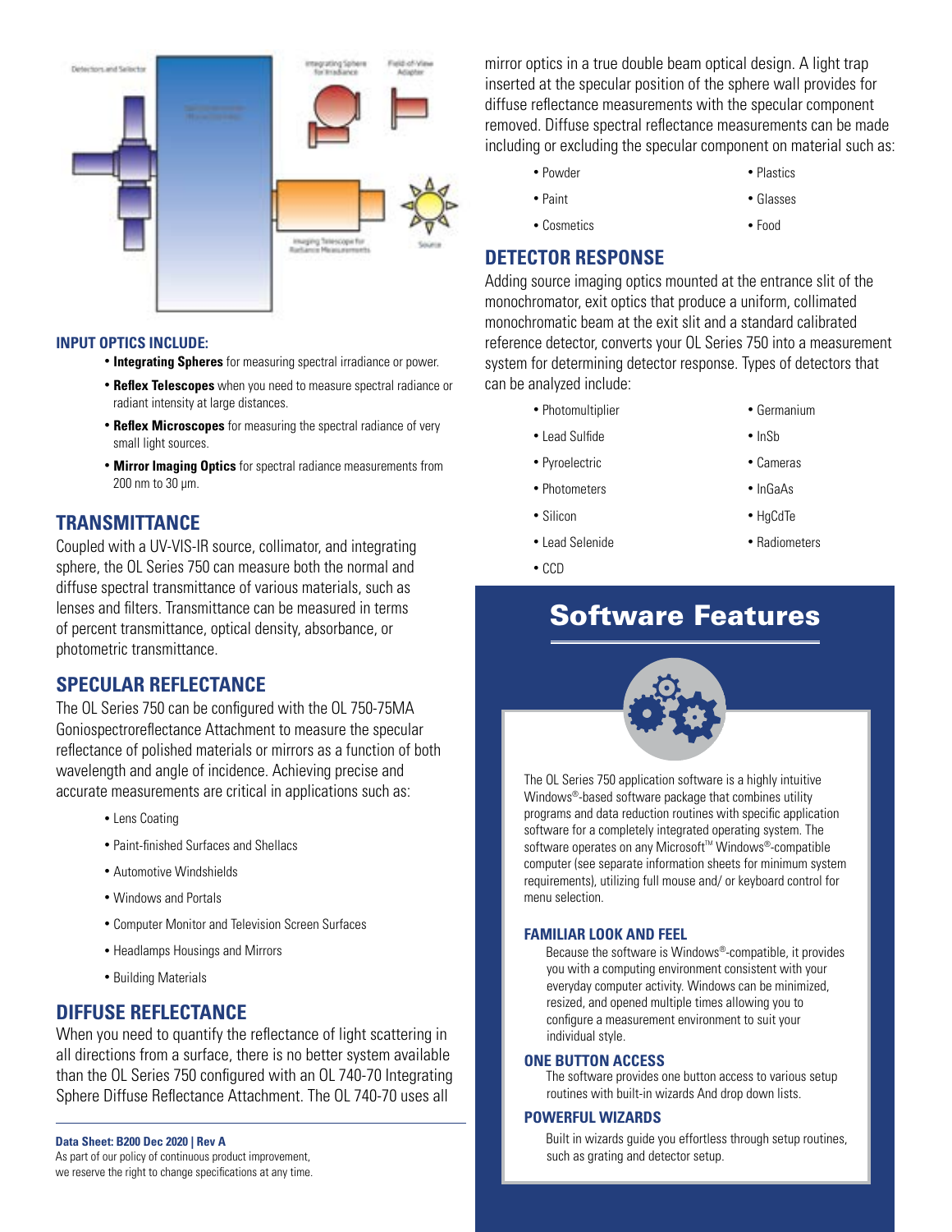**INPUT OPTICS INCLUDE:**

- **Integrating Spheres** for measuring spectral irradiance or power.
- **Reflex Telescopes** when you need to measure spectral radiance or radiant intensity at large distances.
- **Reflex Microscopes** for measuring the spectral radiance of very small light sources.
- **Mirror Imaging Optics** for spectral radiance measurements from 200 nm to 30 µm.

## TRANSMITTANCE

Coupled with a UV-VIS-IR source, collimator, and integrating sphere, the OL Series 750 can measure both the normal and diffuse spectral transmittance of various materials, such as lenses and filters. Transmittance can be measured in terms of percent transmittance, optical density, absorbance, or photometric transmittance.

## SPECULAR REFLECTANCE

The OL Series 750 can be configured with the OL 750-75MA Goniospectroreflectance Attachment to measure the specular reflectance of polished materials or mirrors as a function of both wavelength and angle of incidence. Achieving precise and accurate measurements are critical in applications such as:

- Lens Coating
- Paint-finished Surfaces and Shellacs
- Automotive Windshields
- Windows and Portals
- Computer Monitor and Television Screen Surfaces
- Headlamps Housings and Mirrors
- Building Materials

## DIFFUSE REFLECTANCE

When you need to quantify the reflectance of light scattering in all directions from a surface, there is no better system available than the OL Series 750 configured with an OL 740-70 Integrating Sphere Diffuse Reflectance Attachment. The OL 740-70 uses all mirror optics in a true double beam optical design. A light trap inserted at the specular position of the sphere wall provides for diffuse reflectance measurements with the specular component removed. Diffuse spectral reflectance measurements can be made including or excluding the specular component on material such as:

- Powder
- Paint
- Cosmetics
- Plastics
- Glasses
- Food

## DETECTOR RESPONSE

Adding source imaging optics mounted at the entrance slit of the monochromator, exit optics that produce a uniform, collimated monochromatic beam at the exit slit and a standard calibrated reference detector, converts your OL Series 750 into a measurement system for determining detector response. Types of detectors that can be analyzed include:

- Photomultiplier
- Lead Sulfide
- Pyroelectric
- Photometers
- Silicon
- Lead Selenide
- CCD
- Germanium
- InSb
- Cameras
- InGaAs
- HgCdTe
- Radiometers

## Software Features

The OL Series 750 application software is a highly intuitive Windows®-based software package that combines utility programs and data reduction routines with specific application software for a completely integrated operating system. The software operates on any Microsoft™ Windows®-compatible computer (see separate information sheets for minimum system requirements), utilizing full mouse and/ or keyboard control for menu selection.

### FAMILIAR LOOK AND FEEL

Because the software is Windows®-compatible, it provides you with a computing environment consistent with your everyday computer activity. Windows can be minimized, resized, and opened multiple times allowing you to configure a measurement environment to suit your individual style.

### ONE BUTTON ACCESS

The software provides one button access to various setup routines with built-in wizards And drop down lists.

### POWERFUL WIZARDS

Built in wizards guide you effortless through setup routines, such as grating and detector setup.

**Data Sheet: B200 Dec 2020 | Rev A**
As part of our policy of continuous product improvement, we reserve the right to change specifications at any time.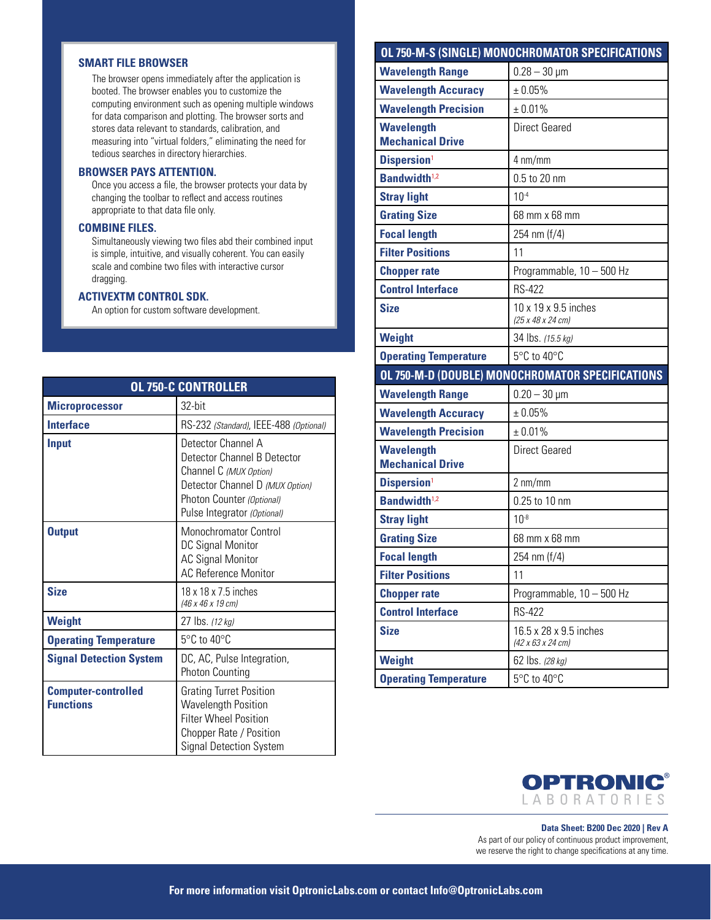### SMART FILE BROWSER

The browser opens immediately after the application is booted. The browser enables you to customize the computing environment such as opening multiple windows for data comparison and plotting. The browser sorts and stores data relevant to standards, calibration, and measuring into "virtual folders," eliminating the need for tedious searches in directory hierarchies.

### BROWSER PAYS ATTENTION.

Once you access a file, the browser protects your data by changing the toolbar to reflect and access routines appropriate to that data file only.

### COMBINE FILES.

Simultaneously viewing two files abd their combined input is simple, intuitive, and visually coherent. You can easily scale and combine two files with interactive cursor dragging.

### ACTIVEXTM CONTROL SDK.

An option for custom software development.

| OL 750-C CONTROLLER | |
|---|---|
| **Microprocessor** | 32-bit |
| **Interface** | RS-232 *(Standard)*, IEEE-488 *(Optional)* |
| **Input** | Detector Channel A<br>Detector Channel B Detector Channel C *(MUX Option)*<br>Detector Channel D *(MUX Option)*<br>Photon Counter *(Optional)*<br>Pulse Integrator *(Optional)* |
| **Output** | Monochromator Control<br>DC Signal Monitor<br>AC Signal Monitor<br>AC Reference Monitor |
| **Size** | 18 x 18 x 7.5 inches *(46 x 46 x 19 cm)* |
| **Weight** | 27 lbs. *(12 kg)* |
| **Operating Temperature** | 5°C to 40°C |
| **Signal Detection System** | DC, AC, Pulse Integration, Photon Counting |
| **Computer-controlled Functions** | Grating Turret Position<br>Wavelength Position<br>Filter Wheel Position<br>Chopper Rate / Position<br>Signal Detection System |

| OL 750-M-S (SINGLE) MONOCHROMATOR SPECIFICATIONS | |
|---|---|
| **Wavelength Range** | 0.28 – 30 µm |
| **Wavelength Accuracy** | ± 0.05% |
| **Wavelength Precision** | ± 0.01% |
| **Wavelength Mechanical Drive** | Direct Geared |
| **Dispersion**[1] | 4 nm/mm |
| **Bandwidth**[1,2] | 0.5 to 20 nm |
| **Stray light** | $10^{-4}$ |
| **Grating Size** | 68 mm x 68 mm |
| **Focal length** | 254 nm (f/4) |
| **Filter Positions** | 11 |
| **Chopper rate** | Programmable, 10 – 500 Hz |
| **Control Interface** | RS-422 |
| **Size** | 10 x 19 x 9.5 inches *(25 x 48 x 24 cm)* |
| **Weight** | 34 lbs. *(15.5 kg)* |
| **Operating Temperature** | 5°C to 40°C |

| OL 750-M-D (DOUBLE) MONOCHROMATOR SPECIFICATIONS | |
|---|---|
| **Wavelength Range** | 0.20 – 30 µm |
| **Wavelength Accuracy** | ± 0.05% |
| **Wavelength Precision** | ± 0.01% |
| **Wavelength Mechanical Drive** | Direct Geared |
| **Dispersion**[1] | 2 nm/mm |
| **Bandwidth**[1,2] | 0.25 to 10 nm |
| **Stray light** | $10^{-8}$ |
| **Grating Size** | 68 mm x 68 mm |
| **Focal length** | 254 nm (f/4) |
| **Filter Positions** | 11 |
| **Chopper rate** | Programmable, 10 – 500 Hz |
| **Control Interface** | RS-422 |
| **Size** | 16.5 x 28 x 9.5 inches *(42 x 63 x 24 cm)* |
| **Weight** | 62 lbs. *(28 kg)* |
| **Operating Temperature** | 5°C to 40°C |

OPTRONIC® LABORATORIES

**Data Sheet: B200 Dec 2020 | Rev A**

As part of our policy of continuous product improvement, we reserve the right to change specifications at any time.

**For more information visit OptronicLabs.com or contact Info@OptronicLabs.com**